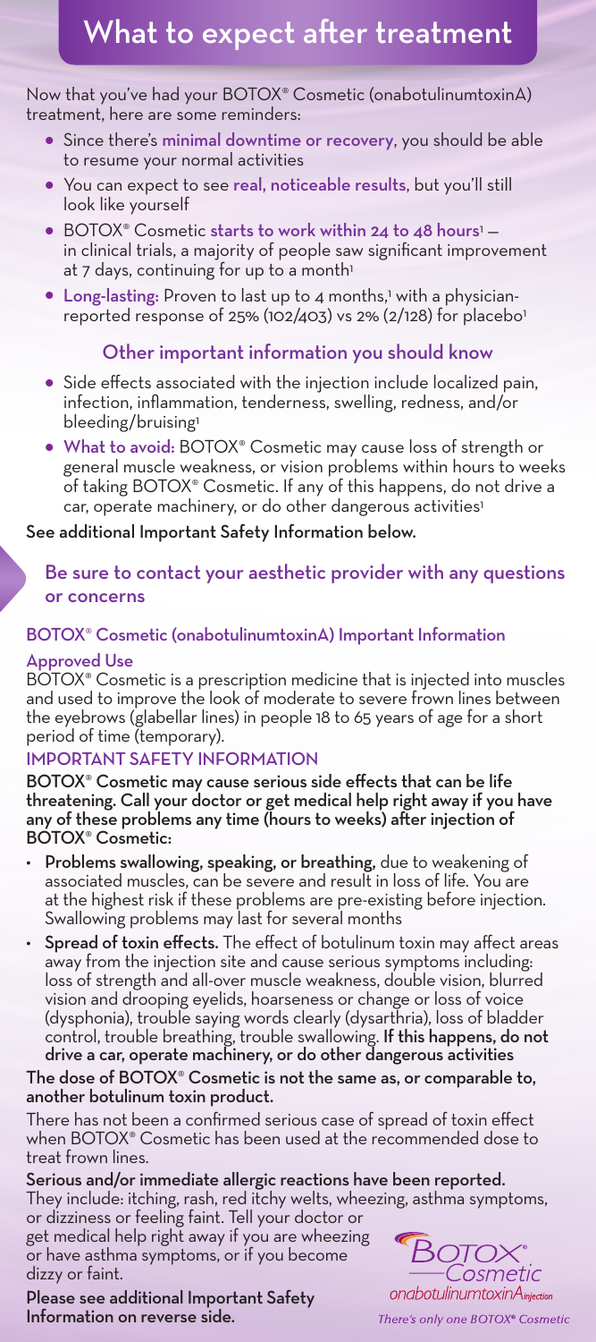# What to expect after treatment

Now that you've had your BOTOX® Cosmetic (onabotulinumtoxinA) treatment, here are some reminders:

- Since there's **minimal downtime or recovery**, you should be able to resume your normal activities
- You can expect to see **real, noticeable results**, but you'll still look like yourself
- BOTOX® Cosmetic **starts to work within 24 to 48 hours**[1] — in clinical trials, a majority of people saw significant improvement at 7 days, continuing for up to a month[1]
- **Long-lasting:** Proven to last up to 4 months,[1] with a physician-reported response of 25% (102/403) vs 2% (2/128) for placebo[1]

## Other important information you should know

- Side effects associated with the injection include localized pain, infection, inflammation, tenderness, swelling, redness, and/or bleeding/bruising[1]
- **What to avoid:** BOTOX® Cosmetic may cause loss of strength or general muscle weakness, or vision problems within hours to weeks of taking BOTOX® Cosmetic. If any of this happens, do not drive a car, operate machinery, or do other dangerous activities[1]

**See additional Important Safety Information below.**

**Be sure to contact your aesthetic provider with any questions or concerns**

### BOTOX® Cosmetic (onabotulinumtoxinA) Important Information

**Approved Use**

BOTOX® Cosmetic is a prescription medicine that is injected into muscles and used to improve the look of moderate to severe frown lines between the eyebrows (glabellar lines) in people 18 to 65 years of age for a short period of time (temporary).

**IMPORTANT SAFETY INFORMATION**

**BOTOX® Cosmetic may cause serious side effects that can be life threatening. Call your doctor or get medical help right away if you have any of these problems any time (hours to weeks) after injection of BOTOX® Cosmetic:**

- **Problems swallowing, speaking, or breathing,** due to weakening of associated muscles, can be severe and result in loss of life. You are at the highest risk if these problems are pre-existing before injection. Swallowing problems may last for several months
- **Spread of toxin effects.** The effect of botulinum toxin may affect areas away from the injection site and cause serious symptoms including: loss of strength and all-over muscle weakness, double vision, blurred vision and drooping eyelids, hoarseness or change or loss of voice (dysphonia), trouble saying words clearly (dysarthria), loss of bladder control, trouble breathing, trouble swallowing. **If this happens, do not drive a car, operate machinery, or do other dangerous activities**

**The dose of BOTOX® Cosmetic is not the same as, or comparable to, another botulinum toxin product.**

There has not been a confirmed serious case of spread of toxin effect when BOTOX® Cosmetic has been used at the recommended dose to treat frown lines.

**Serious and/or immediate allergic reactions have been reported.** They include: itching, rash, red itchy welts, wheezing, asthma symptoms, or dizziness or feeling faint. Tell your doctor or get medical help right away if you are wheezing or have asthma symptoms, or if you become dizzy or faint.

**Please see additional Important Safety Information on reverse side.**

BOTOX® Cosmetic onabotulinumtoxinA injection

*There's only one BOTOX® Cosmetic*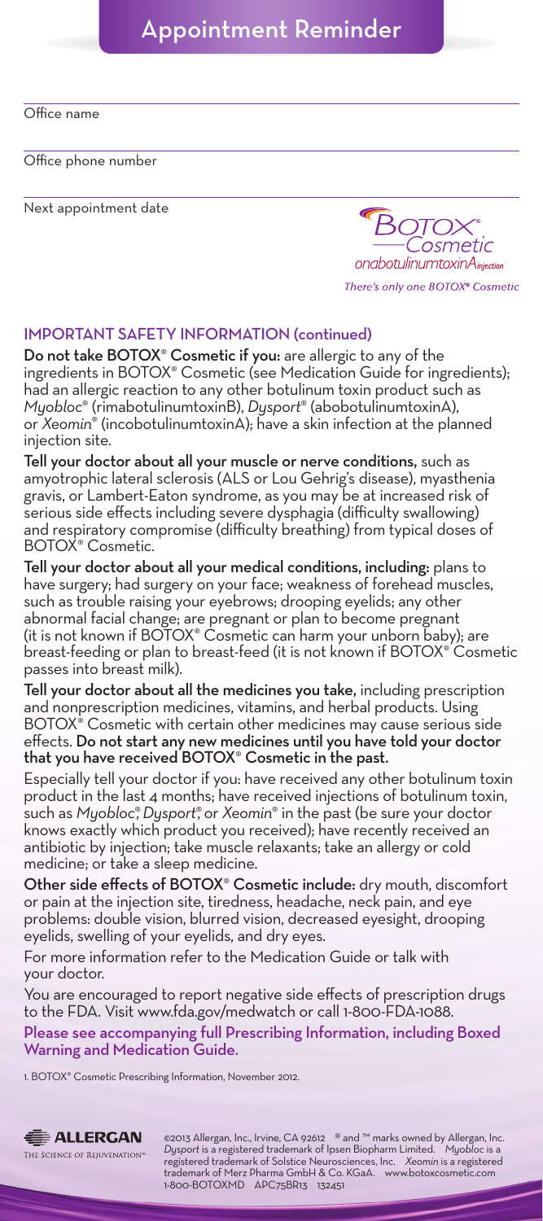# Appointment Reminder

Office name

Office phone number

Next appointment date

BOTOX® Cosmetic
onabotulinumtoxinA injection

*There's only one BOTOX® Cosmetic*

## IMPORTANT SAFETY INFORMATION (continued)

**Do not take BOTOX® Cosmetic if you:** are allergic to any of the ingredients in BOTOX® Cosmetic (see Medication Guide for ingredients); had an allergic reaction to any other botulinum toxin product such as *Myobloc*® (rimabotulinumtoxinB), *Dysport*® (abobotulinumtoxinA), or *Xeomin*® (incobotulinumtoxinA); have a skin infection at the planned injection site.

**Tell your doctor about all your muscle or nerve conditions,** such as amyotrophic lateral sclerosis (ALS or Lou Gehrig's disease), myasthenia gravis, or Lambert-Eaton syndrome, as you may be at increased risk of serious side effects including severe dysphagia (difficulty swallowing) and respiratory compromise (difficulty breathing) from typical doses of BOTOX® Cosmetic.

**Tell your doctor about all your medical conditions, including:** plans to have surgery; had surgery on your face; weakness of forehead muscles, such as trouble raising your eyebrows; drooping eyelids; any other abnormal facial change; are pregnant or plan to become pregnant (it is not known if BOTOX® Cosmetic can harm your unborn baby); are breast-feeding or plan to breast-feed (it is not known if BOTOX® Cosmetic passes into breast milk).

**Tell your doctor about all the medicines you take,** including prescription and nonprescription medicines, vitamins, and herbal products. Using BOTOX® Cosmetic with certain other medicines may cause serious side effects. **Do not start any new medicines until you have told your doctor that you have received BOTOX® Cosmetic in the past.**

Especially tell your doctor if you: have received any other botulinum toxin product in the last 4 months; have received injections of botulinum toxin, such as *Myobloc*®, *Dysport*®, or *Xeomin*® in the past (be sure your doctor knows exactly which product you received); have recently received an antibiotic by injection; take muscle relaxants; take an allergy or cold medicine; or take a sleep medicine.

**Other side effects of BOTOX® Cosmetic include:** dry mouth, discomfort or pain at the injection site, tiredness, headache, neck pain, and eye problems: double vision, blurred vision, decreased eyesight, drooping eyelids, swelling of your eyelids, and dry eyes.

For more information refer to the Medication Guide or talk with your doctor.

You are encouraged to report negative side effects of prescription drugs to the FDA. Visit www.fda.gov/medwatch or call 1-800-FDA-1088.

**Please see accompanying full Prescribing Information, including Boxed Warning and Medication Guide.**

1. BOTOX® Cosmetic Prescribing Information, November 2012.

ALLERGAN
THE SCIENCE OF REJUVENATION™

©2013 Allergan, Inc., Irvine, CA 92612 ® and ™ marks owned by Allergan, Inc. *Dysport* is a registered trademark of Ipsen Biopharm Limited. *Myobloc* is a registered trademark of Solstice Neurosciences, Inc. *Xeomin* is a registered trademark of Merz Pharma GmbH & Co. KGaA. www.botoxcosmetic.com 1-800-BOTOXMD APC75BR13 132451